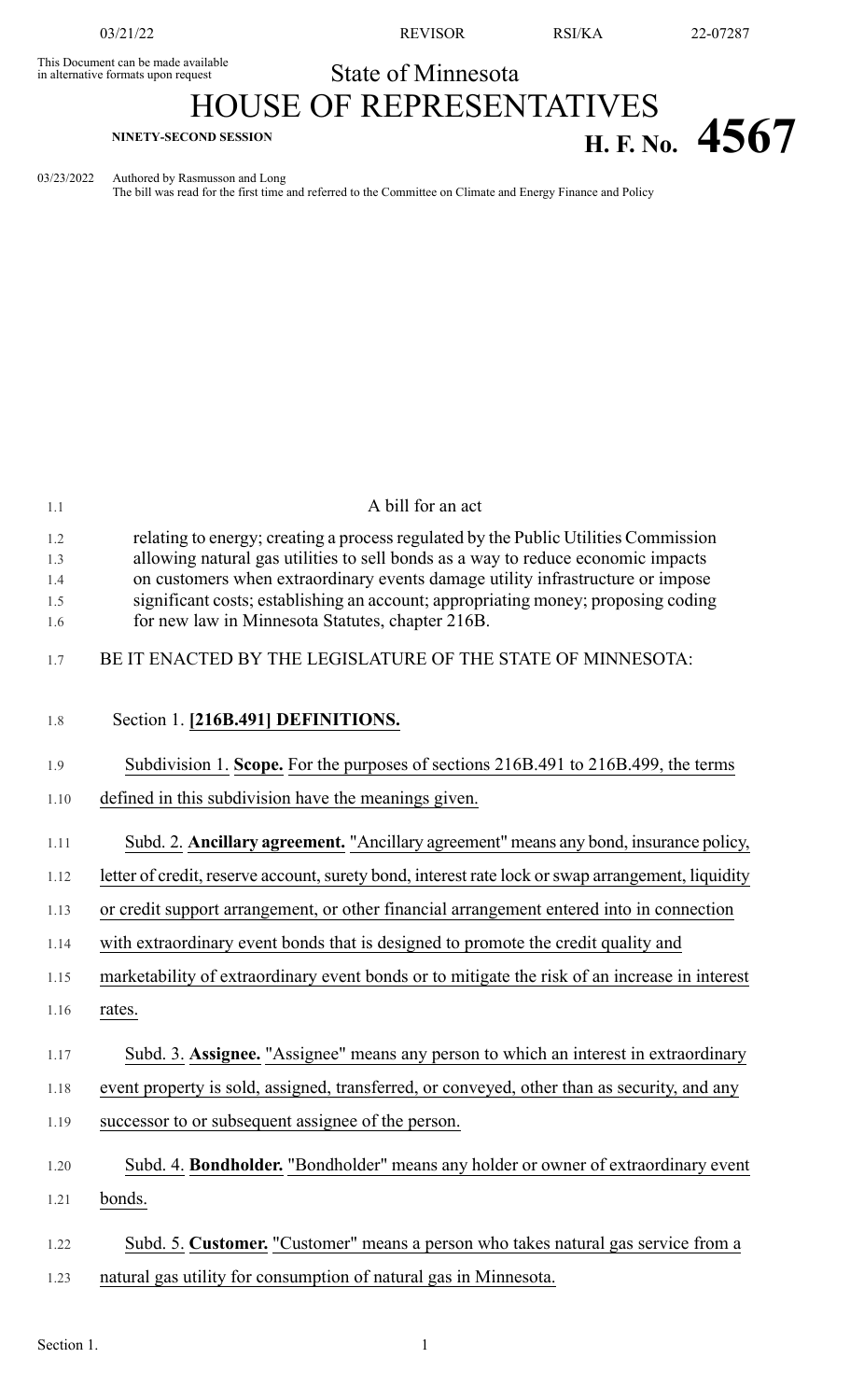This Document can be made available in alternative formats upon request

# State of Minnesota
# HOUSE OF REPRESENTATIVES

**NINETY-SECOND SESSION** **H. F. No. 4567**

03/23/2022 Authored by Rasmusson and Long
The bill was read for the first time and referred to the Committee on Climate and Energy Finance and Policy

A bill for an act

relating to energy; creating a process regulated by the Public Utilities Commission allowing natural gas utilities to sell bonds as a way to reduce economic impacts on customers when extraordinary events damage utility infrastructure or impose significant costs; establishing an account; appropriating money; proposing coding for new law in Minnesota Statutes, chapter 216B.

BE IT ENACTED BY THE LEGISLATURE OF THE STATE OF MINNESOTA:

Section 1. **[216B.491] DEFINITIONS.**

Subdivision 1. **Scope.** For the purposes of sections 216B.491 to 216B.499, the terms defined in this subdivision have the meanings given.

Subd. 2. **Ancillary agreement.** "Ancillary agreement" means any bond, insurance policy, letter of credit, reserve account, surety bond, interest rate lock or swap arrangement, liquidity or credit support arrangement, or other financial arrangement entered into in connection with extraordinary event bonds that is designed to promote the credit quality and marketability of extraordinary event bonds or to mitigate the risk of an increase in interest rates.

Subd. 3. **Assignee.** "Assignee" means any person to which an interest in extraordinary event property is sold, assigned, transferred, or conveyed, other than as security, and any successor to or subsequent assignee of the person.

Subd. 4. **Bondholder.** "Bondholder" means any holder or owner of extraordinary event bonds.

Subd. 5. **Customer.** "Customer" means a person who takes natural gas service from a natural gas utility for consumption of natural gas in Minnesota.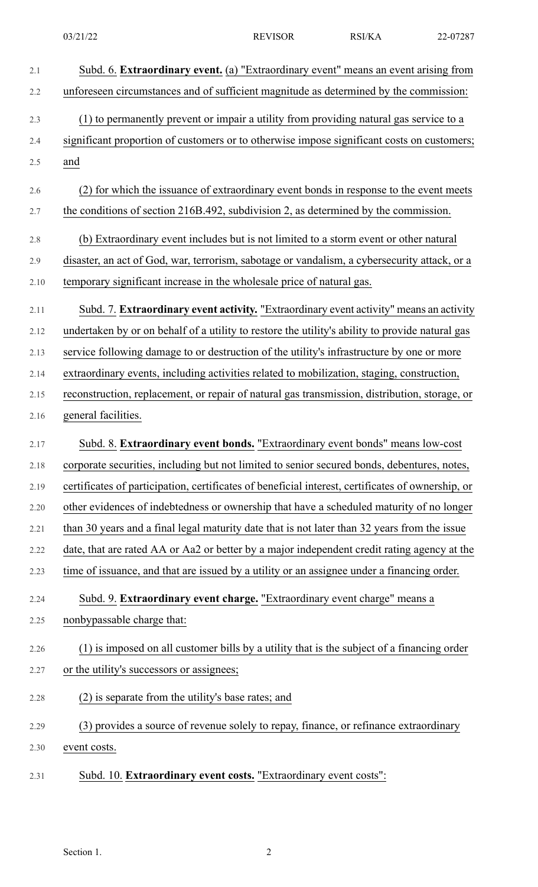Subd. 6. **Extraordinary event.** (a) "Extraordinary event" means an event arising from unforeseen circumstances and of sufficient magnitude as determined by the commission:

(1) to permanently prevent or impair a utility from providing natural gas service to a significant proportion of customers or to otherwise impose significant costs on customers; and

(2) for which the issuance of extraordinary event bonds in response to the event meets the conditions of section 216B.492, subdivision 2, as determined by the commission.

(b) Extraordinary event includes but is not limited to a storm event or other natural disaster, an act of God, war, terrorism, sabotage or vandalism, a cybersecurity attack, or a temporary significant increase in the wholesale price of natural gas.

Subd. 7. **Extraordinary event activity.** "Extraordinary event activity" means an activity undertaken by or on behalf of a utility to restore the utility's ability to provide natural gas service following damage to or destruction of the utility's infrastructure by one or more extraordinary events, including activities related to mobilization, staging, construction, reconstruction, replacement, or repair of natural gas transmission, distribution, storage, or general facilities.

Subd. 8. **Extraordinary event bonds.** "Extraordinary event bonds" means low-cost corporate securities, including but not limited to senior secured bonds, debentures, notes, certificates of participation, certificates of beneficial interest, certificates of ownership, or other evidences of indebtedness or ownership that have a scheduled maturity of no longer than 30 years and a final legal maturity date that is not later than 32 years from the issue date, that are rated AA or Aa2 or better by a major independent credit rating agency at the time of issuance, and that are issued by a utility or an assignee under a financing order.

Subd. 9. **Extraordinary event charge.** "Extraordinary event charge" means a nonbypassable charge that:

(1) is imposed on all customer bills by a utility that is the subject of a financing order or the utility's successors or assignees;

(2) is separate from the utility's base rates; and

(3) provides a source of revenue solely to repay, finance, or refinance extraordinary event costs.

Subd. 10. **Extraordinary event costs.** "Extraordinary event costs":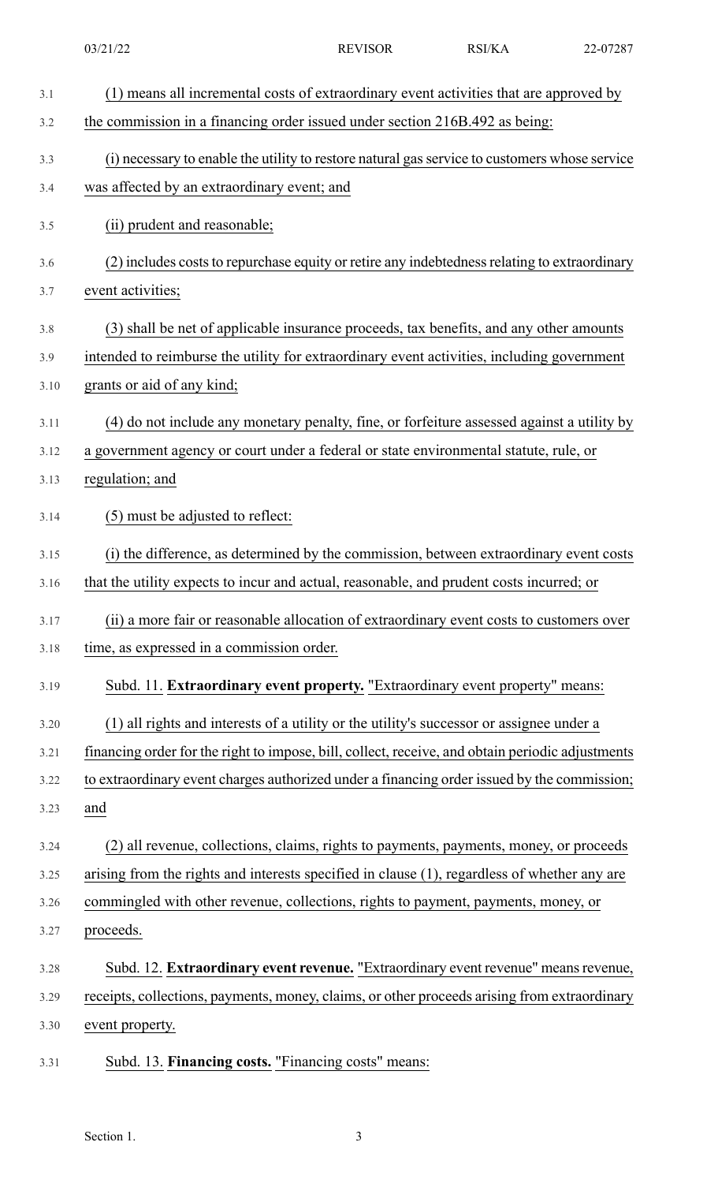(1) means all incremental costs of extraordinary event activities that are approved by the commission in a financing order issued under section 216B.492 as being:

(i) necessary to enable the utility to restore natural gas service to customers whose service was affected by an extraordinary event; and

(ii) prudent and reasonable;

(2) includes costs to repurchase equity or retire any indebtedness relating to extraordinary event activities;

(3) shall be net of applicable insurance proceeds, tax benefits, and any other amounts intended to reimburse the utility for extraordinary event activities, including government grants or aid of any kind;

(4) do not include any monetary penalty, fine, or forfeiture assessed against a utility by a government agency or court under a federal or state environmental statute, rule, or regulation; and

(5) must be adjusted to reflect:

(i) the difference, as determined by the commission, between extraordinary event costs that the utility expects to incur and actual, reasonable, and prudent costs incurred; or

(ii) a more fair or reasonable allocation of extraordinary event costs to customers over time, as expressed in a commission order.

Subd. 11. **Extraordinary event property.** "Extraordinary event property" means:

(1) all rights and interests of a utility or the utility's successor or assignee under a financing order for the right to impose, bill, collect, receive, and obtain periodic adjustments to extraordinary event charges authorized under a financing order issued by the commission; and

(2) all revenue, collections, claims, rights to payments, payments, money, or proceeds arising from the rights and interests specified in clause (1), regardless of whether any are commingled with other revenue, collections, rights to payment, payments, money, or proceeds.

Subd. 12. **Extraordinary event revenue.** "Extraordinary event revenue" means revenue, receipts, collections, payments, money, claims, or other proceeds arising from extraordinary event property.

Subd. 13. **Financing costs.** "Financing costs" means: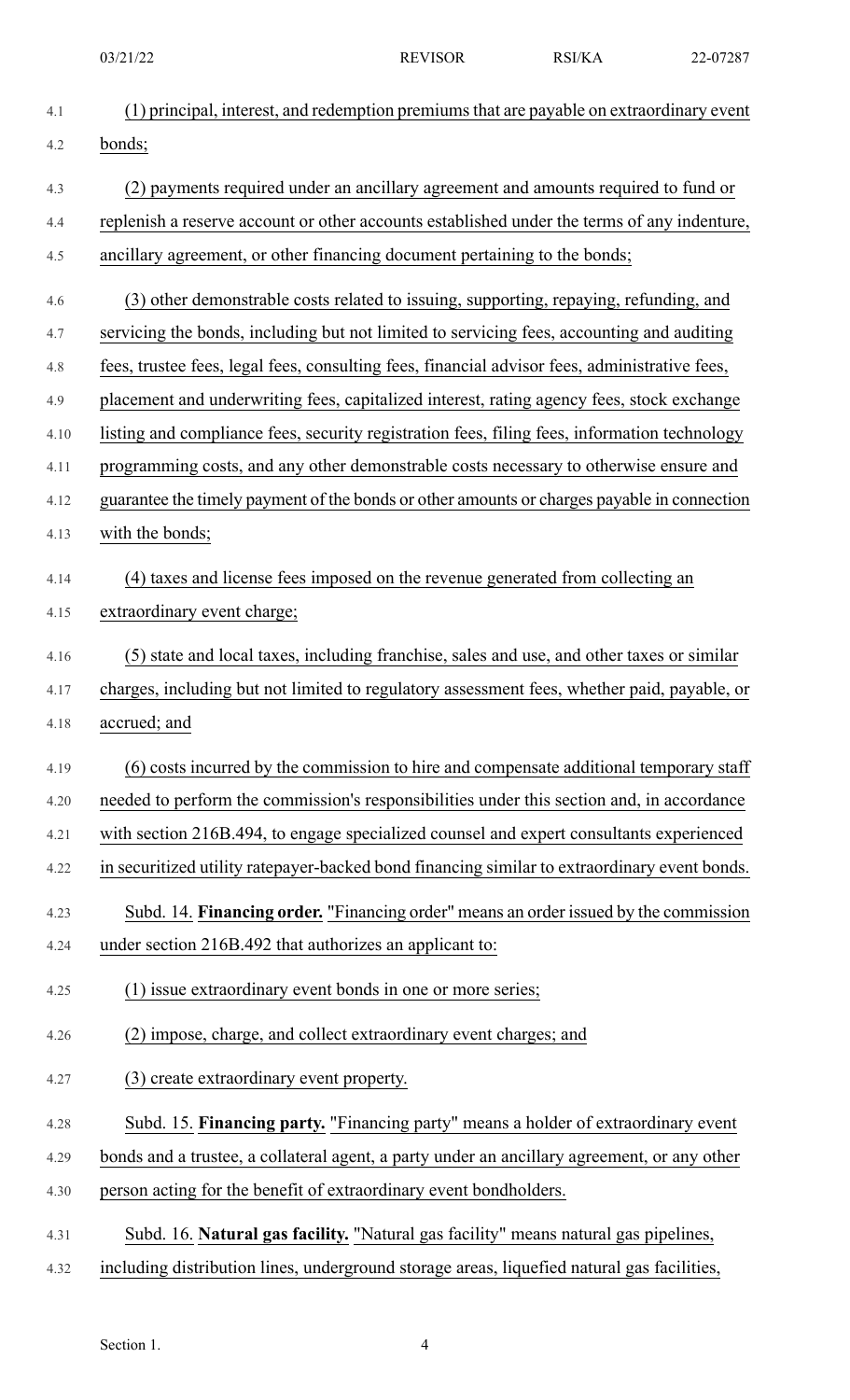(1) principal, interest, and redemption premiums that are payable on extraordinary event bonds;

(2) payments required under an ancillary agreement and amounts required to fund or replenish a reserve account or other accounts established under the terms of any indenture, ancillary agreement, or other financing document pertaining to the bonds;

(3) other demonstrable costs related to issuing, supporting, repaying, refunding, and servicing the bonds, including but not limited to servicing fees, accounting and auditing fees, trustee fees, legal fees, consulting fees, financial advisor fees, administrative fees, placement and underwriting fees, capitalized interest, rating agency fees, stock exchange listing and compliance fees, security registration fees, filing fees, information technology programming costs, and any other demonstrable costs necessary to otherwise ensure and guarantee the timely payment of the bonds or other amounts or charges payable in connection with the bonds;

(4) taxes and license fees imposed on the revenue generated from collecting an extraordinary event charge;

(5) state and local taxes, including franchise, sales and use, and other taxes or similar charges, including but not limited to regulatory assessment fees, whether paid, payable, or accrued; and

(6) costs incurred by the commission to hire and compensate additional temporary staff needed to perform the commission's responsibilities under this section and, in accordance with section 216B.494, to engage specialized counsel and expert consultants experienced in securitized utility ratepayer-backed bond financing similar to extraordinary event bonds.

Subd. 14. **Financing order.** "Financing order" means an order issued by the commission under section 216B.492 that authorizes an applicant to:

(1) issue extraordinary event bonds in one or more series;

(2) impose, charge, and collect extraordinary event charges; and

(3) create extraordinary event property.

Subd. 15. **Financing party.** "Financing party" means a holder of extraordinary event bonds and a trustee, a collateral agent, a party under an ancillary agreement, or any other person acting for the benefit of extraordinary event bondholders.

Subd. 16. **Natural gas facility.** "Natural gas facility" means natural gas pipelines, including distribution lines, underground storage areas, liquefied natural gas facilities,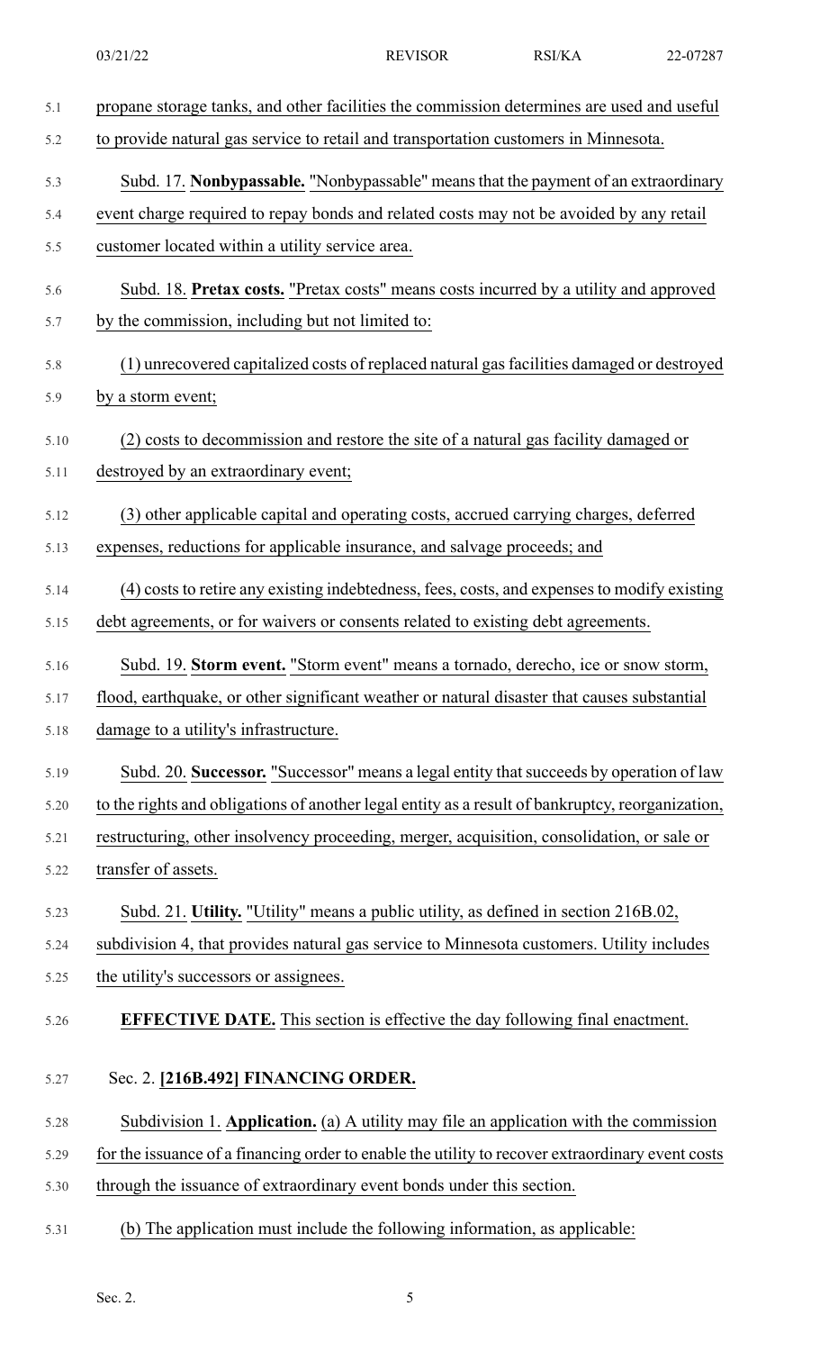propane storage tanks, and other facilities the commission determines are used and useful to provide natural gas service to retail and transportation customers in Minnesota.

Subd. 17. **Nonbypassable.** "Nonbypassable" means that the payment of an extraordinary event charge required to repay bonds and related costs may not be avoided by any retail customer located within a utility service area.

Subd. 18. **Pretax costs.** "Pretax costs" means costs incurred by a utility and approved by the commission, including but not limited to:

(1) unrecovered capitalized costs of replaced natural gas facilities damaged or destroyed by a storm event;

(2) costs to decommission and restore the site of a natural gas facility damaged or destroyed by an extraordinary event;

(3) other applicable capital and operating costs, accrued carrying charges, deferred expenses, reductions for applicable insurance, and salvage proceeds; and

(4) costs to retire any existing indebtedness, fees, costs, and expenses to modify existing debt agreements, or for waivers or consents related to existing debt agreements.

Subd. 19. **Storm event.** "Storm event" means a tornado, derecho, ice or snow storm, flood, earthquake, or other significant weather or natural disaster that causes substantial damage to a utility's infrastructure.

Subd. 20. **Successor.** "Successor" means a legal entity that succeeds by operation of law to the rights and obligations of another legal entity as a result of bankruptcy, reorganization, restructuring, other insolvency proceeding, merger, acquisition, consolidation, or sale or transfer of assets.

Subd. 21. **Utility.** "Utility" means a public utility, as defined in section 216B.02, subdivision 4, that provides natural gas service to Minnesota customers. Utility includes the utility's successors or assignees.

**EFFECTIVE DATE.** This section is effective the day following final enactment.

Sec. 2. **[216B.492] FINANCING ORDER.**

Subdivision 1. **Application.** (a) A utility may file an application with the commission for the issuance of a financing order to enable the utility to recover extraordinary event costs through the issuance of extraordinary event bonds under this section.

(b) The application must include the following information, as applicable: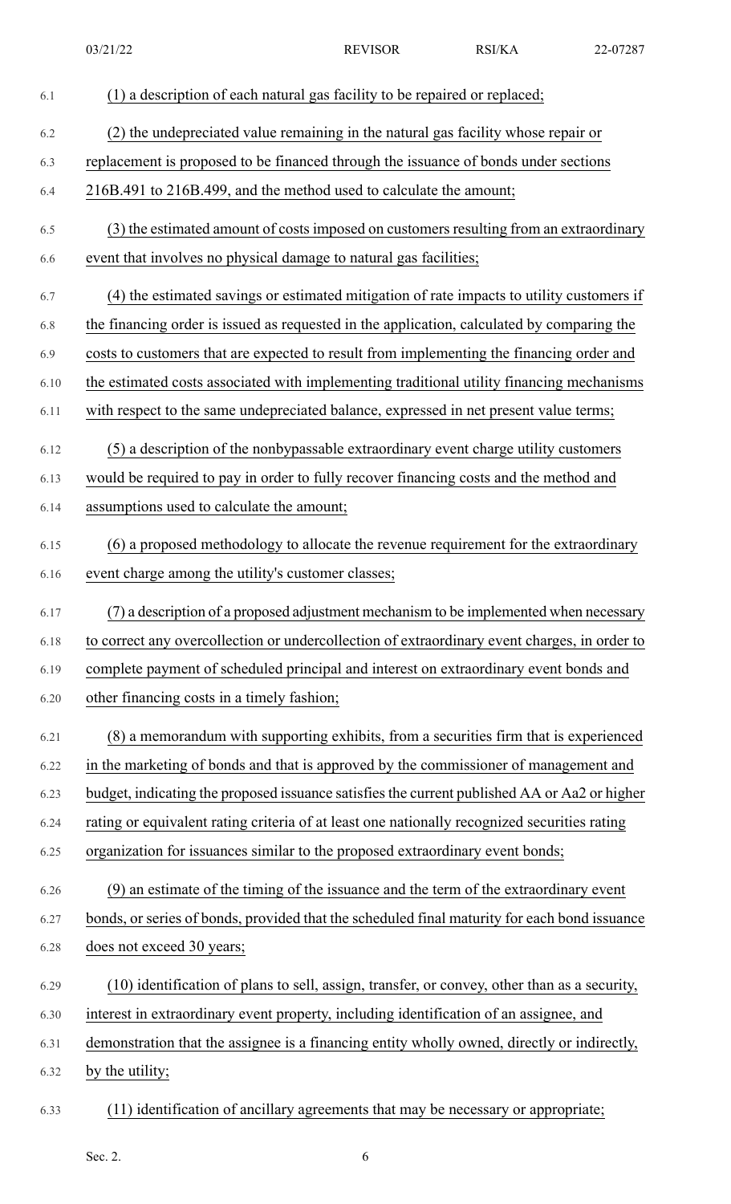(1) a description of each natural gas facility to be repaired or replaced;

(2) the undepreciated value remaining in the natural gas facility whose repair or replacement is proposed to be financed through the issuance of bonds under sections 216B.491 to 216B.499, and the method used to calculate the amount;

(3) the estimated amount of costs imposed on customers resulting from an extraordinary event that involves no physical damage to natural gas facilities;

(4) the estimated savings or estimated mitigation of rate impacts to utility customers if the financing order is issued as requested in the application, calculated by comparing the costs to customers that are expected to result from implementing the financing order and the estimated costs associated with implementing traditional utility financing mechanisms with respect to the same undepreciated balance, expressed in net present value terms;

(5) a description of the nonbypassable extraordinary event charge utility customers would be required to pay in order to fully recover financing costs and the method and assumptions used to calculate the amount;

(6) a proposed methodology to allocate the revenue requirement for the extraordinary event charge among the utility's customer classes;

(7) a description of a proposed adjustment mechanism to be implemented when necessary to correct any overcollection or undercollection of extraordinary event charges, in order to complete payment of scheduled principal and interest on extraordinary event bonds and other financing costs in a timely fashion;

(8) a memorandum with supporting exhibits, from a securities firm that is experienced in the marketing of bonds and that is approved by the commissioner of management and budget, indicating the proposed issuance satisfies the current published AA or Aa2 or higher rating or equivalent rating criteria of at least one nationally recognized securities rating organization for issuances similar to the proposed extraordinary event bonds;

(9) an estimate of the timing of the issuance and the term of the extraordinary event bonds, or series of bonds, provided that the scheduled final maturity for each bond issuance does not exceed 30 years;

(10) identification of plans to sell, assign, transfer, or convey, other than as a security, interest in extraordinary event property, including identification of an assignee, and demonstration that the assignee is a financing entity wholly owned, directly or indirectly, by the utility;

(11) identification of ancillary agreements that may be necessary or appropriate;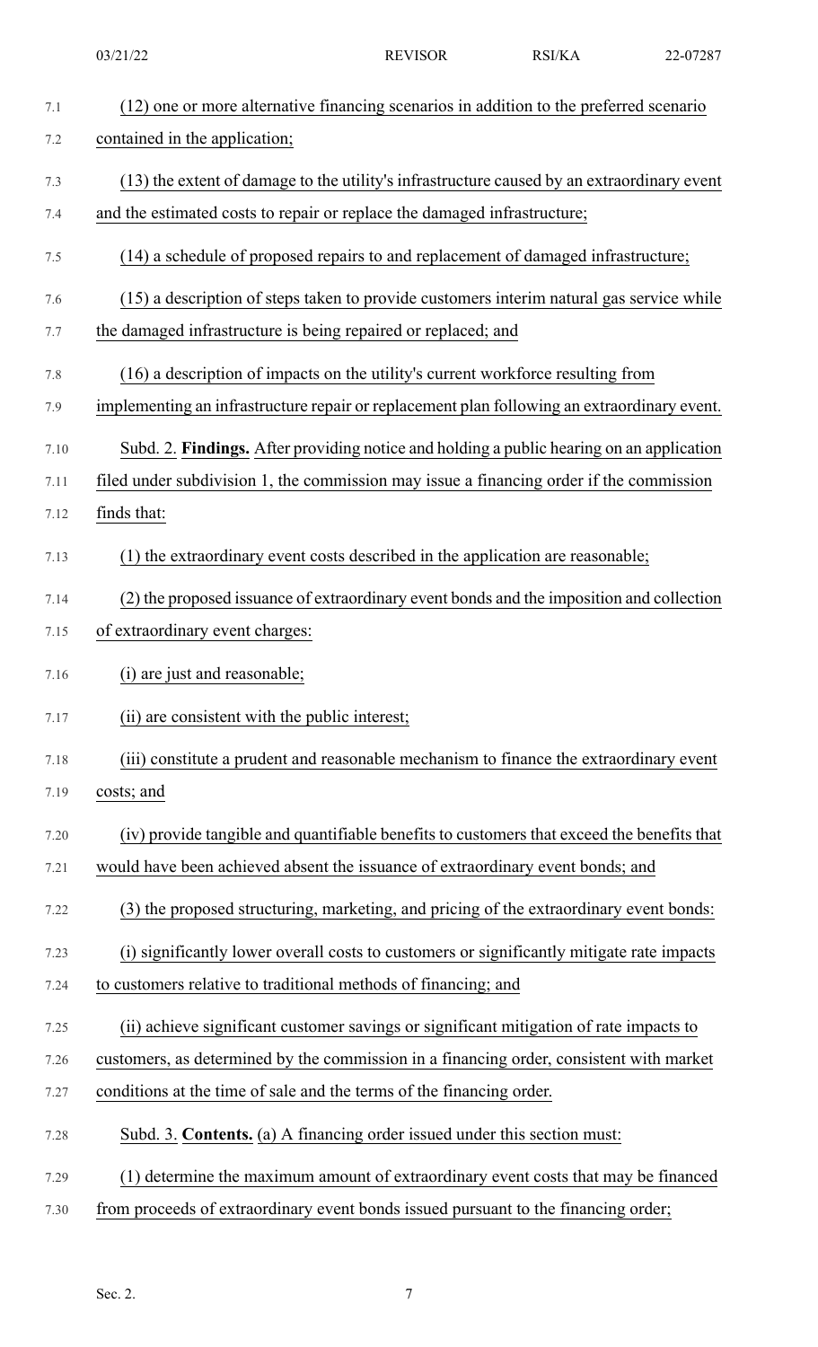(12) one or more alternative financing scenarios in addition to the preferred scenario contained in the application;

(13) the extent of damage to the utility's infrastructure caused by an extraordinary event and the estimated costs to repair or replace the damaged infrastructure;

(14) a schedule of proposed repairs to and replacement of damaged infrastructure;

(15) a description of steps taken to provide customers interim natural gas service while the damaged infrastructure is being repaired or replaced; and

(16) a description of impacts on the utility's current workforce resulting from implementing an infrastructure repair or replacement plan following an extraordinary event.

Subd. 2. **Findings.** After providing notice and holding a public hearing on an application filed under subdivision 1, the commission may issue a financing order if the commission finds that:

(1) the extraordinary event costs described in the application are reasonable;

(2) the proposed issuance of extraordinary event bonds and the imposition and collection of extraordinary event charges:

(i) are just and reasonable;

(ii) are consistent with the public interest;

(iii) constitute a prudent and reasonable mechanism to finance the extraordinary event costs; and

(iv) provide tangible and quantifiable benefits to customers that exceed the benefits that would have been achieved absent the issuance of extraordinary event bonds; and

(3) the proposed structuring, marketing, and pricing of the extraordinary event bonds:

(i) significantly lower overall costs to customers or significantly mitigate rate impacts to customers relative to traditional methods of financing; and

(ii) achieve significant customer savings or significant mitigation of rate impacts to customers, as determined by the commission in a financing order, consistent with market conditions at the time of sale and the terms of the financing order.

Subd. 3. **Contents.** (a) A financing order issued under this section must:

(1) determine the maximum amount of extraordinary event costs that may be financed from proceeds of extraordinary event bonds issued pursuant to the financing order;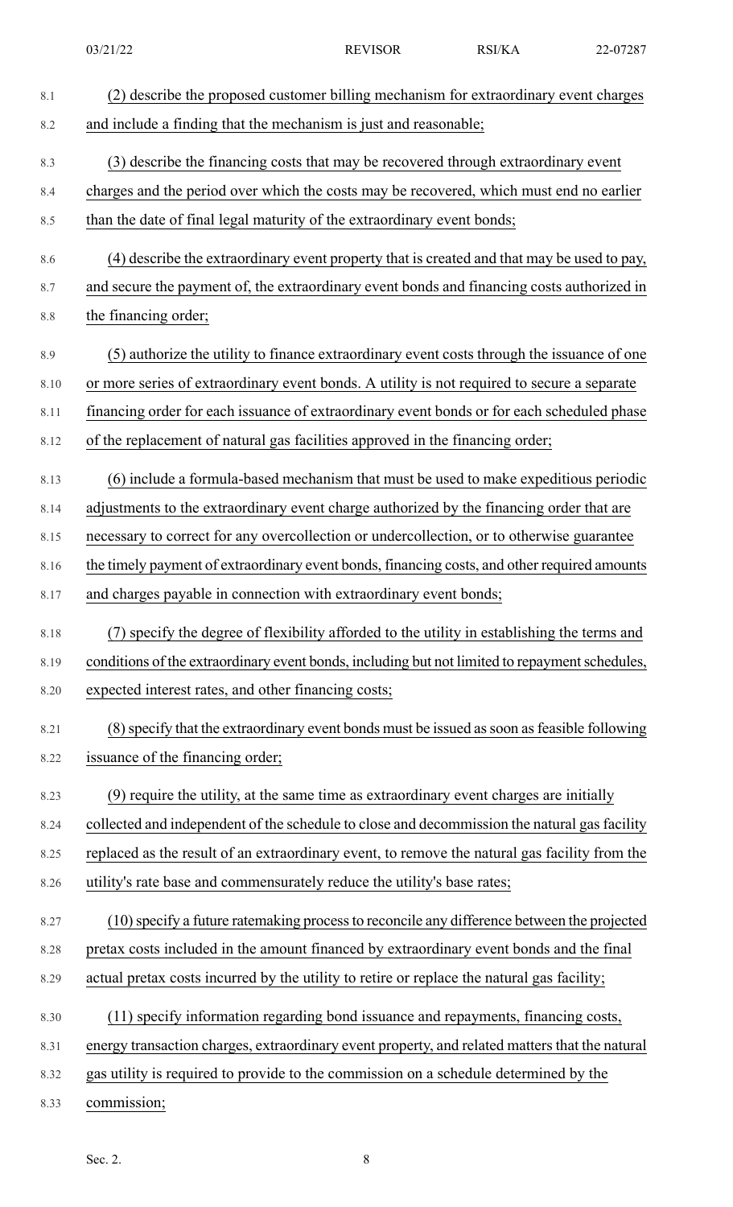(2) describe the proposed customer billing mechanism for extraordinary event charges and include a finding that the mechanism is just and reasonable;

(3) describe the financing costs that may be recovered through extraordinary event charges and the period over which the costs may be recovered, which must end no earlier than the date of final legal maturity of the extraordinary event bonds;

(4) describe the extraordinary event property that is created and that may be used to pay, and secure the payment of, the extraordinary event bonds and financing costs authorized in the financing order;

(5) authorize the utility to finance extraordinary event costs through the issuance of one or more series of extraordinary event bonds. A utility is not required to secure a separate financing order for each issuance of extraordinary event bonds or for each scheduled phase of the replacement of natural gas facilities approved in the financing order;

(6) include a formula-based mechanism that must be used to make expeditious periodic adjustments to the extraordinary event charge authorized by the financing order that are necessary to correct for any overcollection or undercollection, or to otherwise guarantee the timely payment of extraordinary event bonds, financing costs, and other required amounts and charges payable in connection with extraordinary event bonds;

(7) specify the degree of flexibility afforded to the utility in establishing the terms and conditions of the extraordinary event bonds, including but not limited to repayment schedules, expected interest rates, and other financing costs;

(8) specify that the extraordinary event bonds must be issued as soon as feasible following issuance of the financing order;

(9) require the utility, at the same time as extraordinary event charges are initially collected and independent of the schedule to close and decommission the natural gas facility replaced as the result of an extraordinary event, to remove the natural gas facility from the utility's rate base and commensurately reduce the utility's base rates;

(10) specify a future ratemaking process to reconcile any difference between the projected pretax costs included in the amount financed by extraordinary event bonds and the final actual pretax costs incurred by the utility to retire or replace the natural gas facility;

(11) specify information regarding bond issuance and repayments, financing costs, energy transaction charges, extraordinary event property, and related matters that the natural gas utility is required to provide to the commission on a schedule determined by the commission;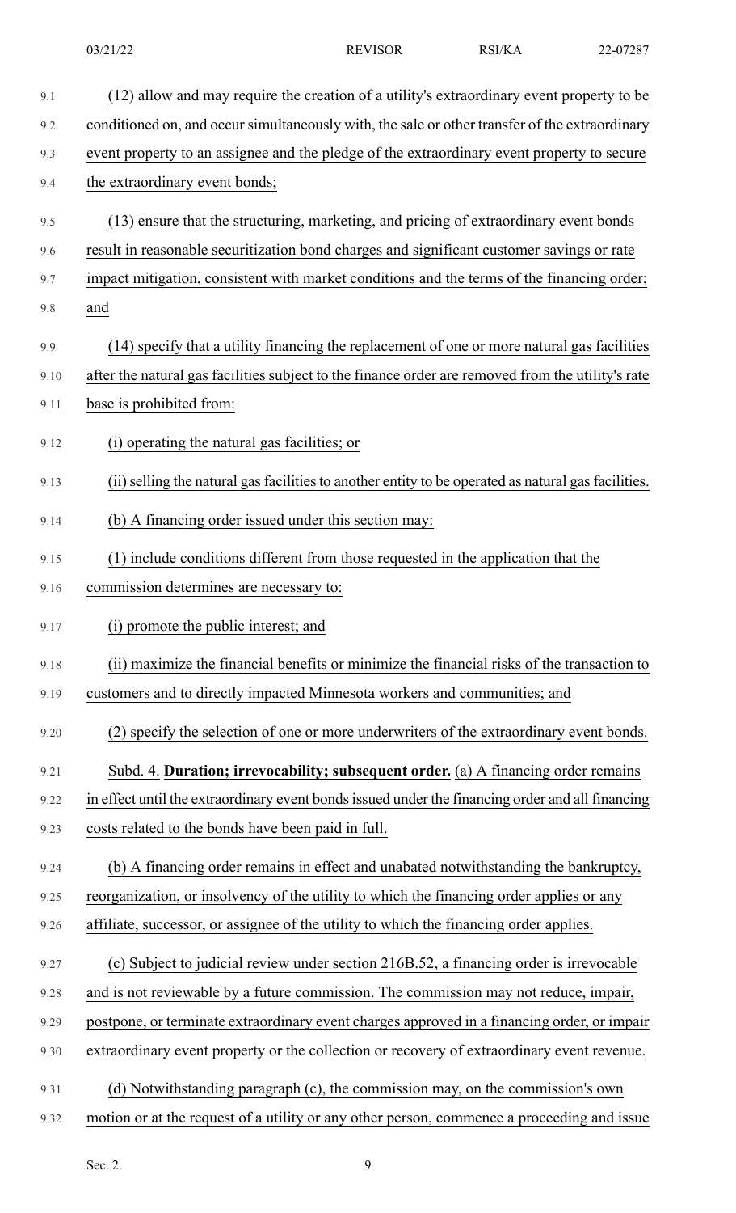(12) allow and may require the creation of a utility's extraordinary event property to be conditioned on, and occur simultaneously with, the sale or other transfer of the extraordinary event property to an assignee and the pledge of the extraordinary event property to secure the extraordinary event bonds;

(13) ensure that the structuring, marketing, and pricing of extraordinary event bonds result in reasonable securitization bond charges and significant customer savings or rate impact mitigation, consistent with market conditions and the terms of the financing order; and

(14) specify that a utility financing the replacement of one or more natural gas facilities after the natural gas facilities subject to the finance order are removed from the utility's rate base is prohibited from:

(i) operating the natural gas facilities; or

(ii) selling the natural gas facilities to another entity to be operated as natural gas facilities.

(b) A financing order issued under this section may:

(1) include conditions different from those requested in the application that the commission determines are necessary to:

(i) promote the public interest; and

(ii) maximize the financial benefits or minimize the financial risks of the transaction to customers and to directly impacted Minnesota workers and communities; and

(2) specify the selection of one or more underwriters of the extraordinary event bonds.

Subd. 4. **Duration; irrevocability; subsequent order.** (a) A financing order remains in effect until the extraordinary event bonds issued under the financing order and all financing costs related to the bonds have been paid in full.

(b) A financing order remains in effect and unabated notwithstanding the bankruptcy, reorganization, or insolvency of the utility to which the financing order applies or any affiliate, successor, or assignee of the utility to which the financing order applies.

(c) Subject to judicial review under section 216B.52, a financing order is irrevocable and is not reviewable by a future commission. The commission may not reduce, impair, postpone, or terminate extraordinary event charges approved in a financing order, or impair extraordinary event property or the collection or recovery of extraordinary event revenue.

(d) Notwithstanding paragraph (c), the commission may, on the commission's own motion or at the request of a utility or any other person, commence a proceeding and issue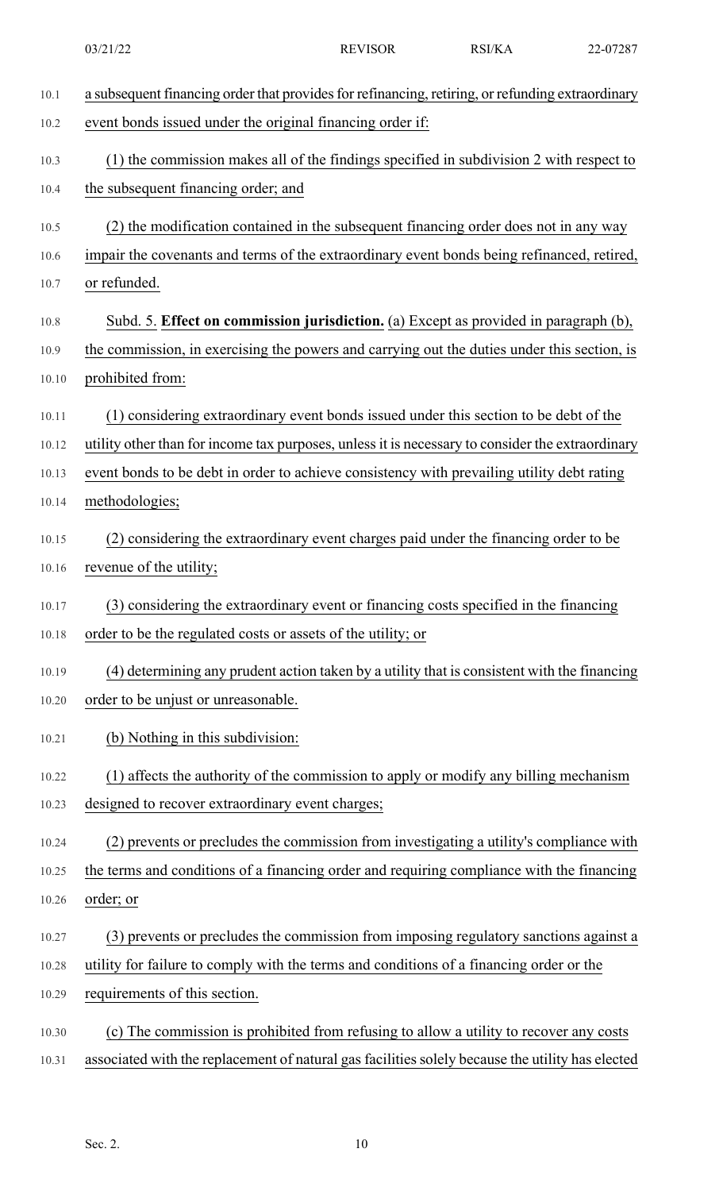a subsequent financing order that provides for refinancing, retiring, or refunding extraordinary event bonds issued under the original financing order if:

(1) the commission makes all of the findings specified in subdivision 2 with respect to the subsequent financing order; and

(2) the modification contained in the subsequent financing order does not in any way impair the covenants and terms of the extraordinary event bonds being refinanced, retired, or refunded.

Subd. 5. **Effect on commission jurisdiction.** (a) Except as provided in paragraph (b), the commission, in exercising the powers and carrying out the duties under this section, is prohibited from:

(1) considering extraordinary event bonds issued under this section to be debt of the utility other than for income tax purposes, unless it is necessary to consider the extraordinary event bonds to be debt in order to achieve consistency with prevailing utility debt rating methodologies;

(2) considering the extraordinary event charges paid under the financing order to be revenue of the utility;

(3) considering the extraordinary event or financing costs specified in the financing order to be the regulated costs or assets of the utility; or

(4) determining any prudent action taken by a utility that is consistent with the financing order to be unjust or unreasonable.

(b) Nothing in this subdivision:

(1) affects the authority of the commission to apply or modify any billing mechanism designed to recover extraordinary event charges;

(2) prevents or precludes the commission from investigating a utility's compliance with the terms and conditions of a financing order and requiring compliance with the financing order; or

(3) prevents or precludes the commission from imposing regulatory sanctions against a utility for failure to comply with the terms and conditions of a financing order or the requirements of this section.

(c) The commission is prohibited from refusing to allow a utility to recover any costs associated with the replacement of natural gas facilities solely because the utility has elected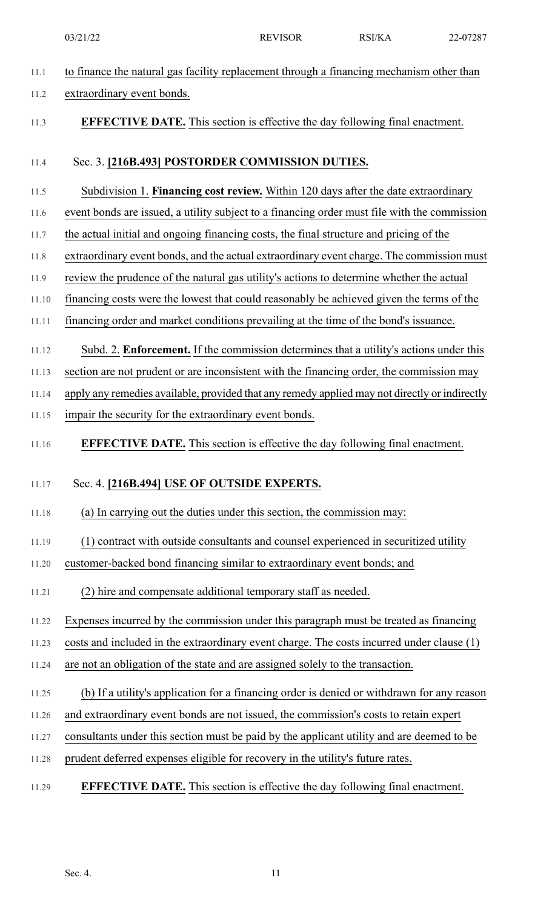to finance the natural gas facility replacement through a financing mechanism other than extraordinary event bonds.

**EFFECTIVE DATE.** This section is effective the day following final enactment.

Sec. 3. **[216B.493] POSTORDER COMMISSION DUTIES.**

Subdivision 1. **Financing cost review.** Within 120 days after the date extraordinary event bonds are issued, a utility subject to a financing order must file with the commission the actual initial and ongoing financing costs, the final structure and pricing of the extraordinary event bonds, and the actual extraordinary event charge. The commission must review the prudence of the natural gas utility's actions to determine whether the actual financing costs were the lowest that could reasonably be achieved given the terms of the financing order and market conditions prevailing at the time of the bond's issuance.

Subd. 2. **Enforcement.** If the commission determines that a utility's actions under this section are not prudent or are inconsistent with the financing order, the commission may apply any remedies available, provided that any remedy applied may not directly or indirectly impair the security for the extraordinary event bonds.

**EFFECTIVE DATE.** This section is effective the day following final enactment.

Sec. 4. **[216B.494] USE OF OUTSIDE EXPERTS.**

(a) In carrying out the duties under this section, the commission may:

(1) contract with outside consultants and counsel experienced in securitized utility customer-backed bond financing similar to extraordinary event bonds; and

(2) hire and compensate additional temporary staff as needed.

Expenses incurred by the commission under this paragraph must be treated as financing costs and included in the extraordinary event charge. The costs incurred under clause (1) are not an obligation of the state and are assigned solely to the transaction.

(b) If a utility's application for a financing order is denied or withdrawn for any reason and extraordinary event bonds are not issued, the commission's costs to retain expert consultants under this section must be paid by the applicant utility and are deemed to be prudent deferred expenses eligible for recovery in the utility's future rates.

**EFFECTIVE DATE.** This section is effective the day following final enactment.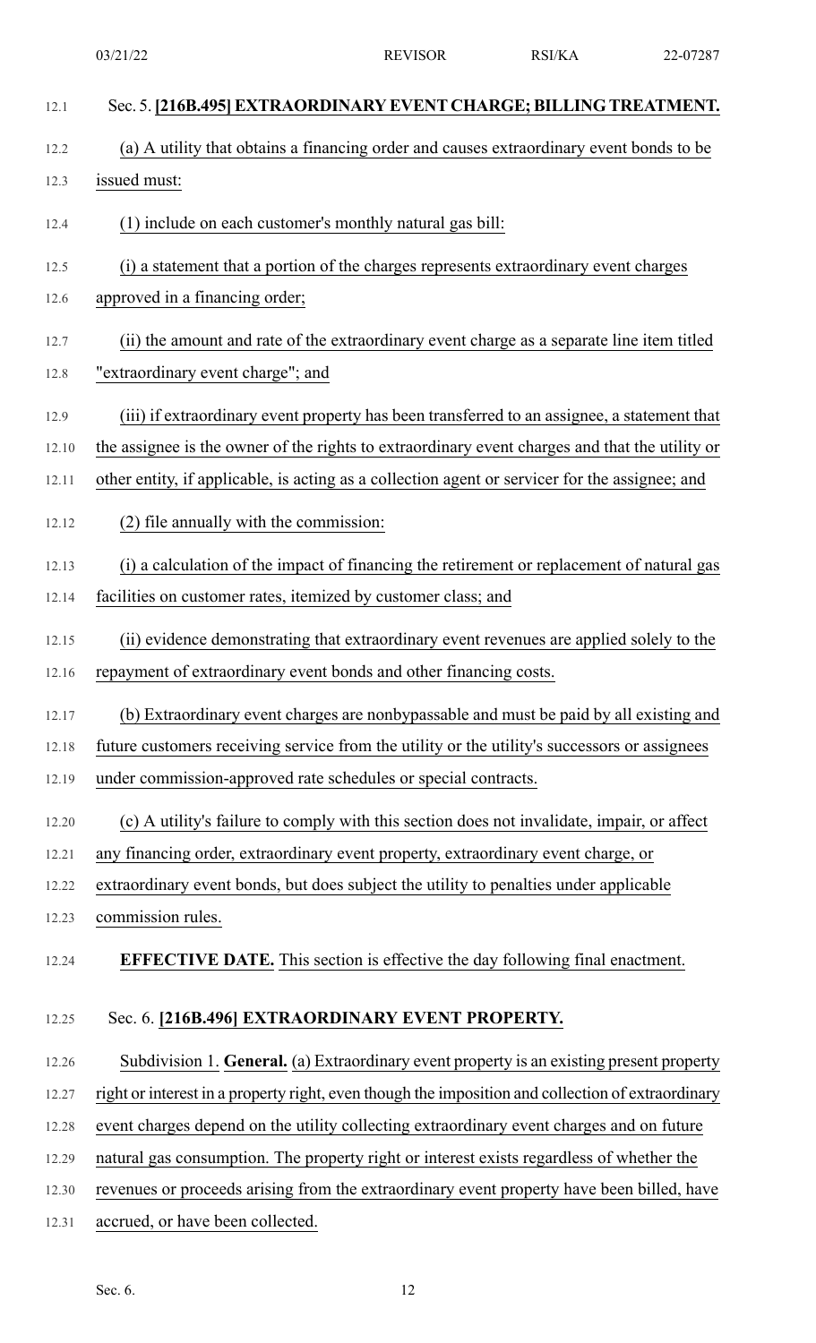Sec. 5. **[216B.495] EXTRAORDINARY EVENT CHARGE; BILLING TREATMENT.**

(a) A utility that obtains a financing order and causes extraordinary event bonds to be issued must:

(1) include on each customer's monthly natural gas bill:

(i) a statement that a portion of the charges represents extraordinary event charges approved in a financing order;

(ii) the amount and rate of the extraordinary event charge as a separate line item titled "extraordinary event charge"; and

(iii) if extraordinary event property has been transferred to an assignee, a statement that the assignee is the owner of the rights to extraordinary event charges and that the utility or other entity, if applicable, is acting as a collection agent or servicer for the assignee; and

(2) file annually with the commission:

(i) a calculation of the impact of financing the retirement or replacement of natural gas facilities on customer rates, itemized by customer class; and

(ii) evidence demonstrating that extraordinary event revenues are applied solely to the repayment of extraordinary event bonds and other financing costs.

(b) Extraordinary event charges are nonbypassable and must be paid by all existing and future customers receiving service from the utility or the utility's successors or assignees under commission-approved rate schedules or special contracts.

(c) A utility's failure to comply with this section does not invalidate, impair, or affect any financing order, extraordinary event property, extraordinary event charge, or extraordinary event bonds, but does subject the utility to penalties under applicable commission rules.

**EFFECTIVE DATE.** This section is effective the day following final enactment.

Sec. 6. **[216B.496] EXTRAORDINARY EVENT PROPERTY.**

Subdivision 1. **General.** (a) Extraordinary event property is an existing present property right or interest in a property right, even though the imposition and collection of extraordinary event charges depend on the utility collecting extraordinary event charges and on future natural gas consumption. The property right or interest exists regardless of whether the revenues or proceeds arising from the extraordinary event property have been billed, have accrued, or have been collected.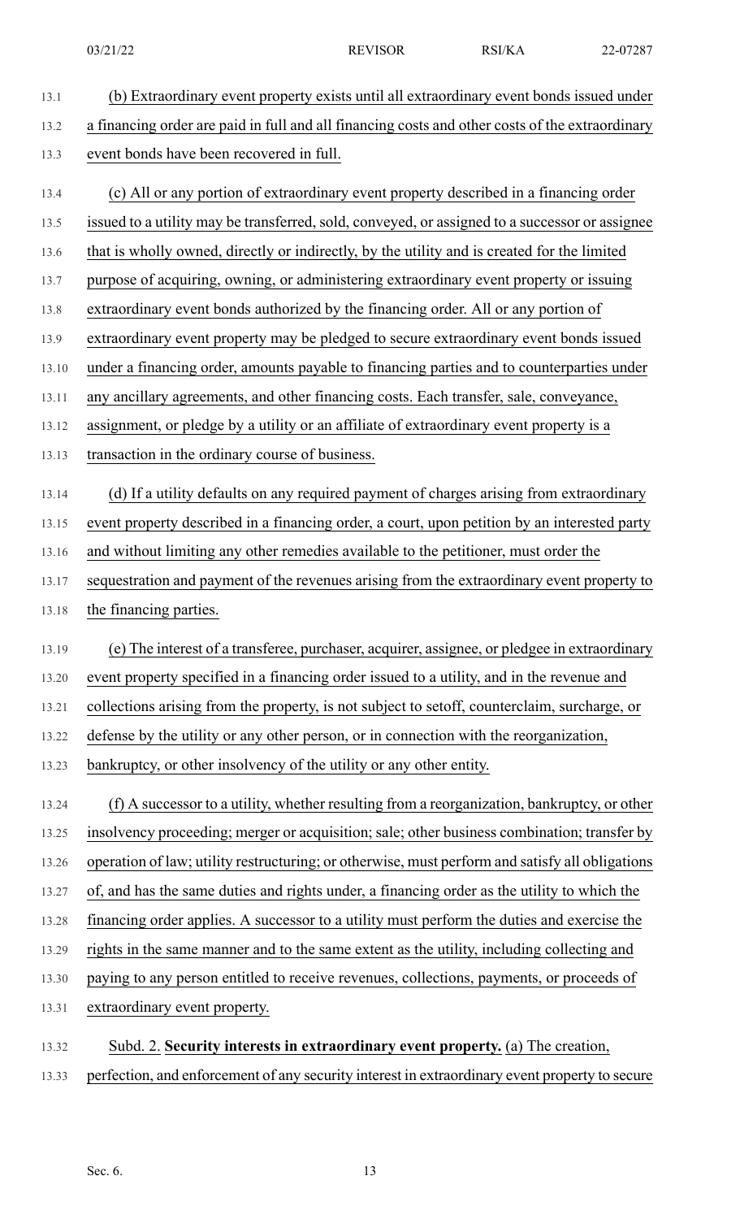(b) Extraordinary event property exists until all extraordinary event bonds issued under a financing order are paid in full and all financing costs and other costs of the extraordinary event bonds have been recovered in full.

(c) All or any portion of extraordinary event property described in a financing order issued to a utility may be transferred, sold, conveyed, or assigned to a successor or assignee that is wholly owned, directly or indirectly, by the utility and is created for the limited purpose of acquiring, owning, or administering extraordinary event property or issuing extraordinary event bonds authorized by the financing order. All or any portion of extraordinary event property may be pledged to secure extraordinary event bonds issued under a financing order, amounts payable to financing parties and to counterparties under any ancillary agreements, and other financing costs. Each transfer, sale, conveyance, assignment, or pledge by a utility or an affiliate of extraordinary event property is a transaction in the ordinary course of business.

(d) If a utility defaults on any required payment of charges arising from extraordinary event property described in a financing order, a court, upon petition by an interested party and without limiting any other remedies available to the petitioner, must order the sequestration and payment of the revenues arising from the extraordinary event property to the financing parties.

(e) The interest of a transferee, purchaser, acquirer, assignee, or pledgee in extraordinary event property specified in a financing order issued to a utility, and in the revenue and collections arising from the property, is not subject to setoff, counterclaim, surcharge, or defense by the utility or any other person, or in connection with the reorganization, bankruptcy, or other insolvency of the utility or any other entity.

(f) A successor to a utility, whether resulting from a reorganization, bankruptcy, or other insolvency proceeding; merger or acquisition; sale; other business combination; transfer by operation of law; utility restructuring; or otherwise, must perform and satisfy all obligations of, and has the same duties and rights under, a financing order as the utility to which the financing order applies. A successor to a utility must perform the duties and exercise the rights in the same manner and to the same extent as the utility, including collecting and paying to any person entitled to receive revenues, collections, payments, or proceeds of extraordinary event property.

Subd. 2. **Security interests in extraordinary event property.** (a) The creation, perfection, and enforcement of any security interest in extraordinary event property to secure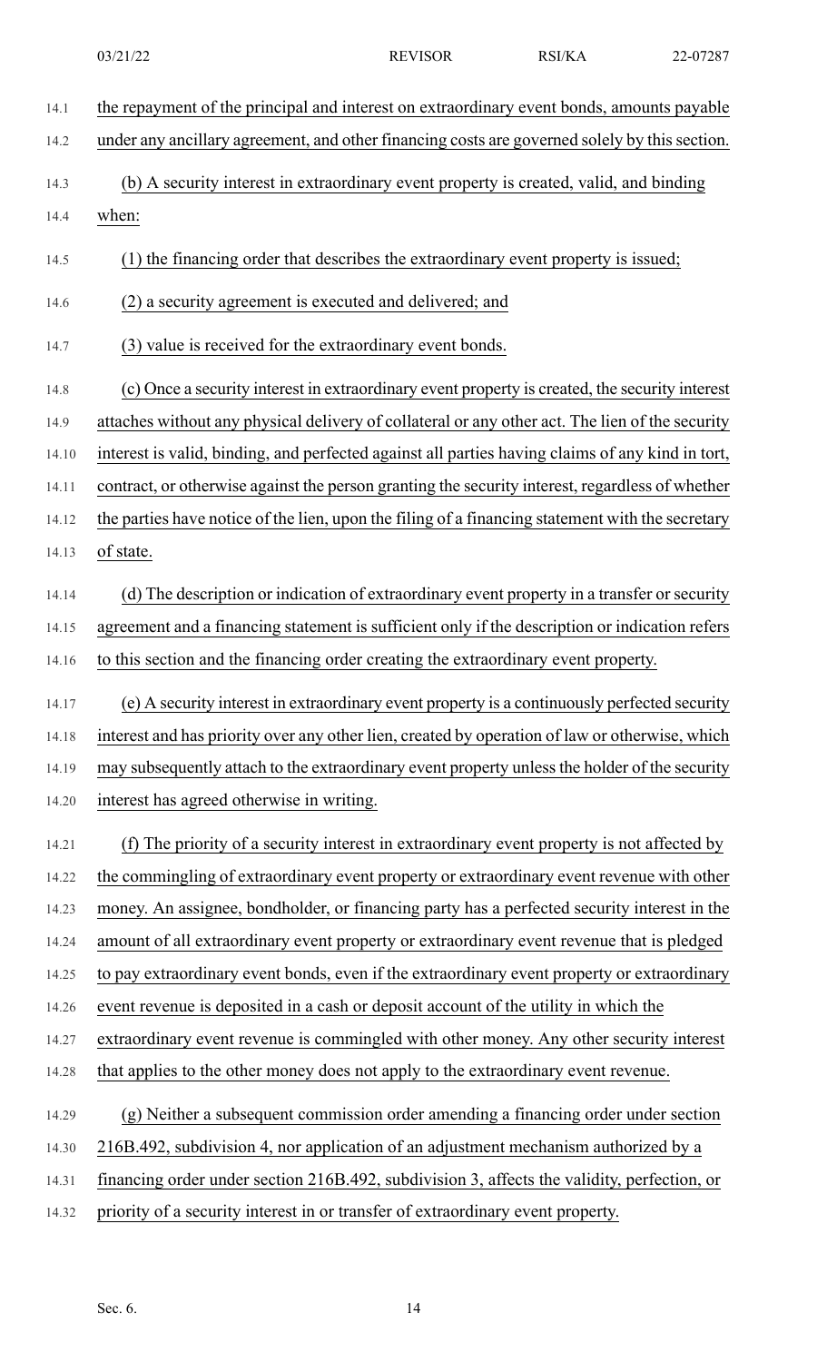the repayment of the principal and interest on extraordinary event bonds, amounts payable under any ancillary agreement, and other financing costs are governed solely by this section.

(b) A security interest in extraordinary event property is created, valid, and binding when:

(1) the financing order that describes the extraordinary event property is issued;

(2) a security agreement is executed and delivered; and

(3) value is received for the extraordinary event bonds.

(c) Once a security interest in extraordinary event property is created, the security interest attaches without any physical delivery of collateral or any other act. The lien of the security interest is valid, binding, and perfected against all parties having claims of any kind in tort, contract, or otherwise against the person granting the security interest, regardless of whether the parties have notice of the lien, upon the filing of a financing statement with the secretary of state.

(d) The description or indication of extraordinary event property in a transfer or security agreement and a financing statement is sufficient only if the description or indication refers to this section and the financing order creating the extraordinary event property.

(e) A security interest in extraordinary event property is a continuously perfected security interest and has priority over any other lien, created by operation of law or otherwise, which may subsequently attach to the extraordinary event property unless the holder of the security interest has agreed otherwise in writing.

(f) The priority of a security interest in extraordinary event property is not affected by the commingling of extraordinary event property or extraordinary event revenue with other money. An assignee, bondholder, or financing party has a perfected security interest in the amount of all extraordinary event property or extraordinary event revenue that is pledged to pay extraordinary event bonds, even if the extraordinary event property or extraordinary event revenue is deposited in a cash or deposit account of the utility in which the extraordinary event revenue is commingled with other money. Any other security interest that applies to the other money does not apply to the extraordinary event revenue.

(g) Neither a subsequent commission order amending a financing order under section 216B.492, subdivision 4, nor application of an adjustment mechanism authorized by a financing order under section 216B.492, subdivision 3, affects the validity, perfection, or priority of a security interest in or transfer of extraordinary event property.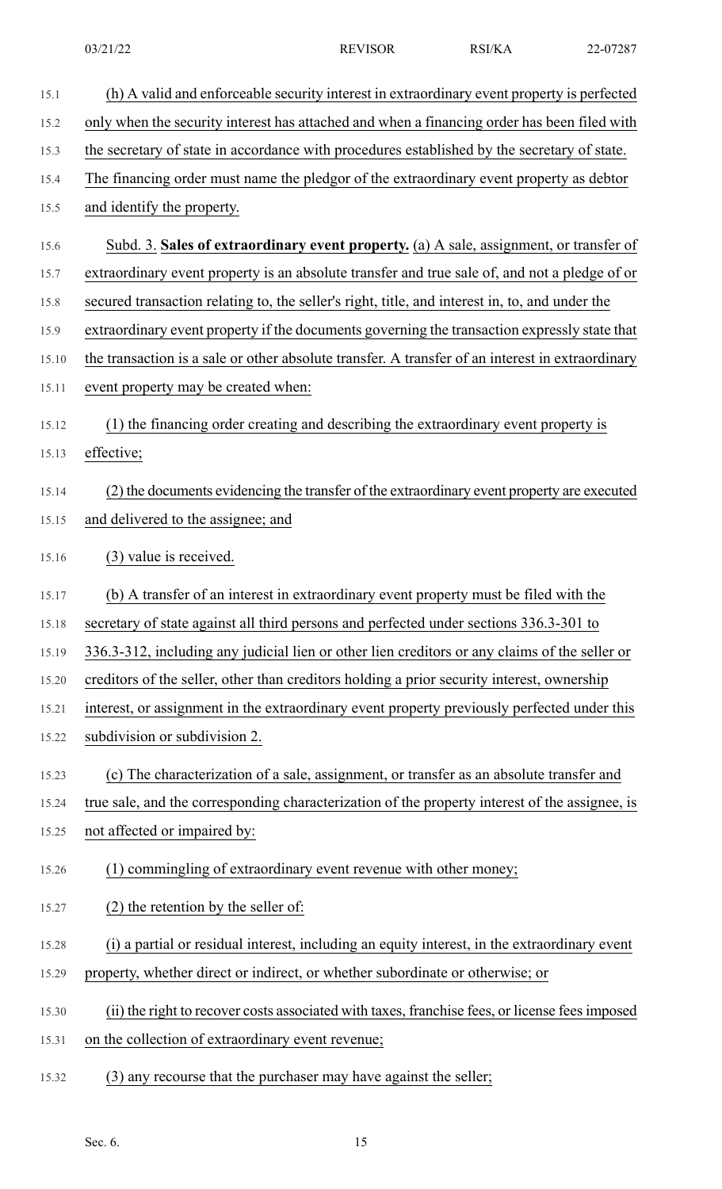(h) A valid and enforceable security interest in extraordinary event property is perfected only when the security interest has attached and when a financing order has been filed with the secretary of state in accordance with procedures established by the secretary of state. The financing order must name the pledgor of the extraordinary event property as debtor and identify the property.

Subd. 3. **Sales of extraordinary event property.** (a) A sale, assignment, or transfer of extraordinary event property is an absolute transfer and true sale of, and not a pledge of or secured transaction relating to, the seller's right, title, and interest in, to, and under the extraordinary event property if the documents governing the transaction expressly state that the transaction is a sale or other absolute transfer. A transfer of an interest in extraordinary event property may be created when:

(1) the financing order creating and describing the extraordinary event property is effective;

(2) the documents evidencing the transfer of the extraordinary event property are executed and delivered to the assignee; and

(3) value is received.

(b) A transfer of an interest in extraordinary event property must be filed with the secretary of state against all third persons and perfected under sections 336.3-301 to 336.3-312, including any judicial lien or other lien creditors or any claims of the seller or creditors of the seller, other than creditors holding a prior security interest, ownership interest, or assignment in the extraordinary event property previously perfected under this subdivision or subdivision 2.

(c) The characterization of a sale, assignment, or transfer as an absolute transfer and true sale, and the corresponding characterization of the property interest of the assignee, is not affected or impaired by:

(1) commingling of extraordinary event revenue with other money;

(2) the retention by the seller of:

(i) a partial or residual interest, including an equity interest, in the extraordinary event property, whether direct or indirect, or whether subordinate or otherwise; or

(ii) the right to recover costs associated with taxes, franchise fees, or license fees imposed on the collection of extraordinary event revenue;

(3) any recourse that the purchaser may have against the seller;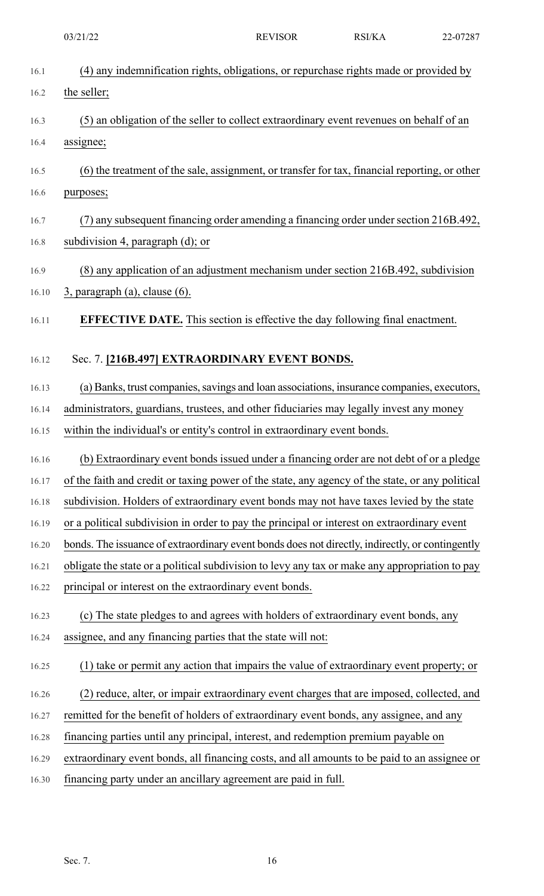(4) any indemnification rights, obligations, or repurchase rights made or provided by the seller;

(5) an obligation of the seller to collect extraordinary event revenues on behalf of an assignee;

(6) the treatment of the sale, assignment, or transfer for tax, financial reporting, or other purposes;

(7) any subsequent financing order amending a financing order under section 216B.492, subdivision 4, paragraph (d); or

(8) any application of an adjustment mechanism under section 216B.492, subdivision 3, paragraph (a), clause (6).

**EFFECTIVE DATE.** This section is effective the day following final enactment.

Sec. 7. **[216B.497] EXTRAORDINARY EVENT BONDS.**

(a) Banks, trust companies, savings and loan associations, insurance companies, executors, administrators, guardians, trustees, and other fiduciaries may legally invest any money within the individual's or entity's control in extraordinary event bonds.

(b) Extraordinary event bonds issued under a financing order are not debt of or a pledge of the faith and credit or taxing power of the state, any agency of the state, or any political subdivision. Holders of extraordinary event bonds may not have taxes levied by the state or a political subdivision in order to pay the principal or interest on extraordinary event bonds. The issuance of extraordinary event bonds does not directly, indirectly, or contingently obligate the state or a political subdivision to levy any tax or make any appropriation to pay principal or interest on the extraordinary event bonds.

(c) The state pledges to and agrees with holders of extraordinary event bonds, any assignee, and any financing parties that the state will not:

(1) take or permit any action that impairs the value of extraordinary event property; or

(2) reduce, alter, or impair extraordinary event charges that are imposed, collected, and remitted for the benefit of holders of extraordinary event bonds, any assignee, and any financing parties until any principal, interest, and redemption premium payable on extraordinary event bonds, all financing costs, and all amounts to be paid to an assignee or financing party under an ancillary agreement are paid in full.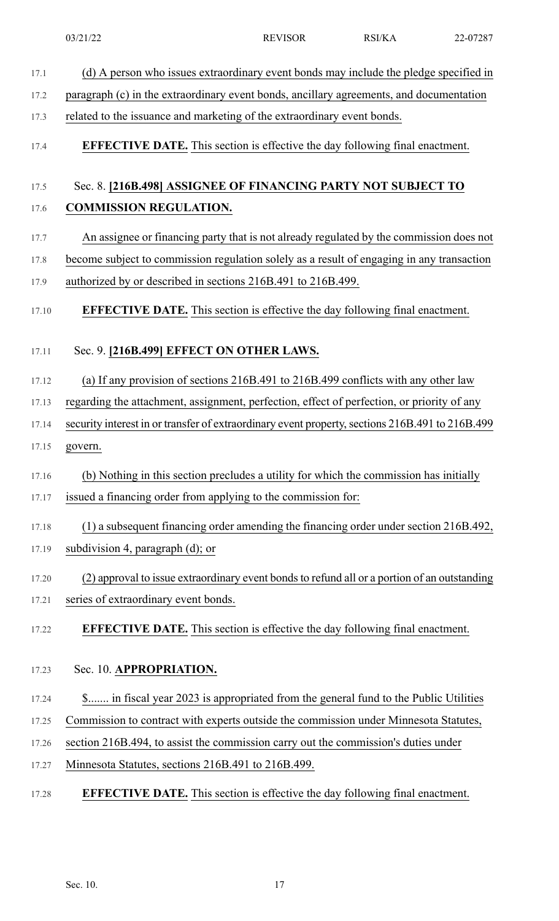(d) A person who issues extraordinary event bonds may include the pledge specified in paragraph (c) in the extraordinary event bonds, ancillary agreements, and documentation related to the issuance and marketing of the extraordinary event bonds.

**EFFECTIVE DATE.** This section is effective the day following final enactment.

Sec. 8. **[216B.498] ASSIGNEE OF FINANCING PARTY NOT SUBJECT TO COMMISSION REGULATION.**

An assignee or financing party that is not already regulated by the commission does not become subject to commission regulation solely as a result of engaging in any transaction authorized by or described in sections 216B.491 to 216B.499.

**EFFECTIVE DATE.** This section is effective the day following final enactment.

Sec. 9. **[216B.499] EFFECT ON OTHER LAWS.**

(a) If any provision of sections 216B.491 to 216B.499 conflicts with any other law regarding the attachment, assignment, perfection, effect of perfection, or priority of any security interest in or transfer of extraordinary event property, sections 216B.491 to 216B.499 govern.

(b) Nothing in this section precludes a utility for which the commission has initially issued a financing order from applying to the commission for:

(1) a subsequent financing order amending the financing order under section 216B.492, subdivision 4, paragraph (d); or

(2) approval to issue extraordinary event bonds to refund all or a portion of an outstanding series of extraordinary event bonds.

**EFFECTIVE DATE.** This section is effective the day following final enactment.

Sec. 10. **APPROPRIATION.**

$....... in fiscal year 2023 is appropriated from the general fund to the Public Utilities Commission to contract with experts outside the commission under Minnesota Statutes, section 216B.494, to assist the commission carry out the commission's duties under Minnesota Statutes, sections 216B.491 to 216B.499.

**EFFECTIVE DATE.** This section is effective the day following final enactment.